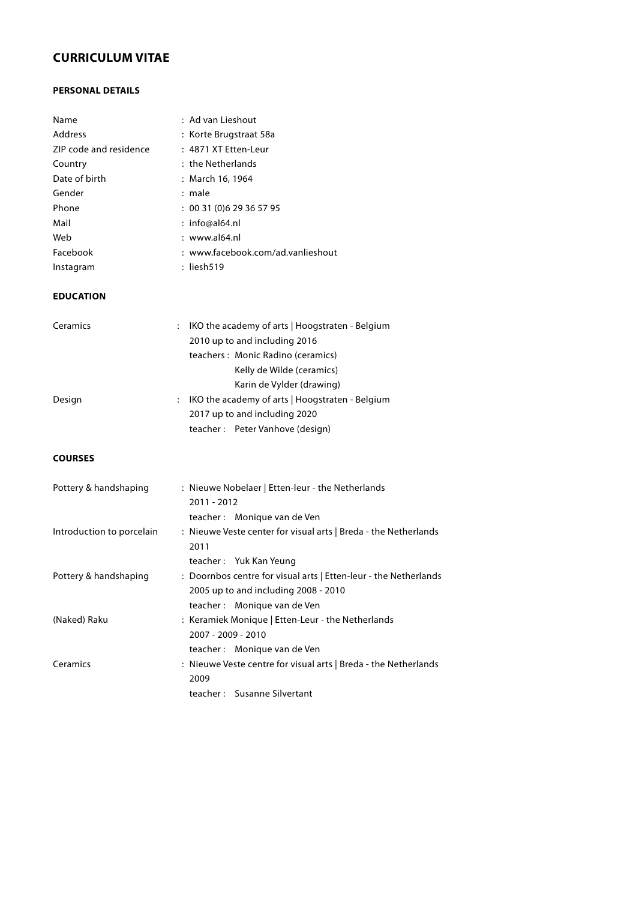# CURRICULUM VITAE

## PERSONAL DETAILS

| | |
|---|---|
| Name | : Ad van Lieshout |
| Address | : Korte Brugstraat 58a |
| ZIP code and residence | : 4871 XT Etten-Leur |
| Country | : the Netherlands |
| Date of birth | : March 16, 1964 |
| Gender | : male |
| Phone | : 00 31 (0)6 29 36 57 95 |
| Mail | : info@al64.nl |
| Web | : www.al64.nl |
| Facebook | : www.facebook.com/ad.vanlieshout |
| Instagram | : liesh519 |

## EDUCATION

**Ceramics** : IKO the academy of arts | Hoogstraten - Belgium
2010 up to and including 2016
teachers : Monic Radino (ceramics)
Kelly de Wilde (ceramics)
Karin de Vylder (drawing)

**Design** : IKO the academy of arts | Hoogstraten - Belgium
2017 up to and including 2020
teacher : Peter Vanhove (design)

## COURSES

**Pottery & handshaping** : Nieuwe Nobelaer | Etten-leur - the Netherlands
2011 - 2012
teacher : Monique van de Ven

**Introduction to porcelain** : Nieuwe Veste center for visual arts | Breda - the Netherlands
2011
teacher : Yuk Kan Yeung

**Pottery & handshaping** : Doornbos centre for visual arts | Etten-leur - the Netherlands
2005 up to and including 2008 - 2010
teacher : Monique van de Ven

**(Naked) Raku** : Keramiek Monique | Etten-Leur - the Netherlands
2007 - 2009 - 2010
teacher : Monique van de Ven

**Ceramics** : Nieuwe Veste centre for visual arts | Breda - the Netherlands
2009
teacher : Susanne Silvertant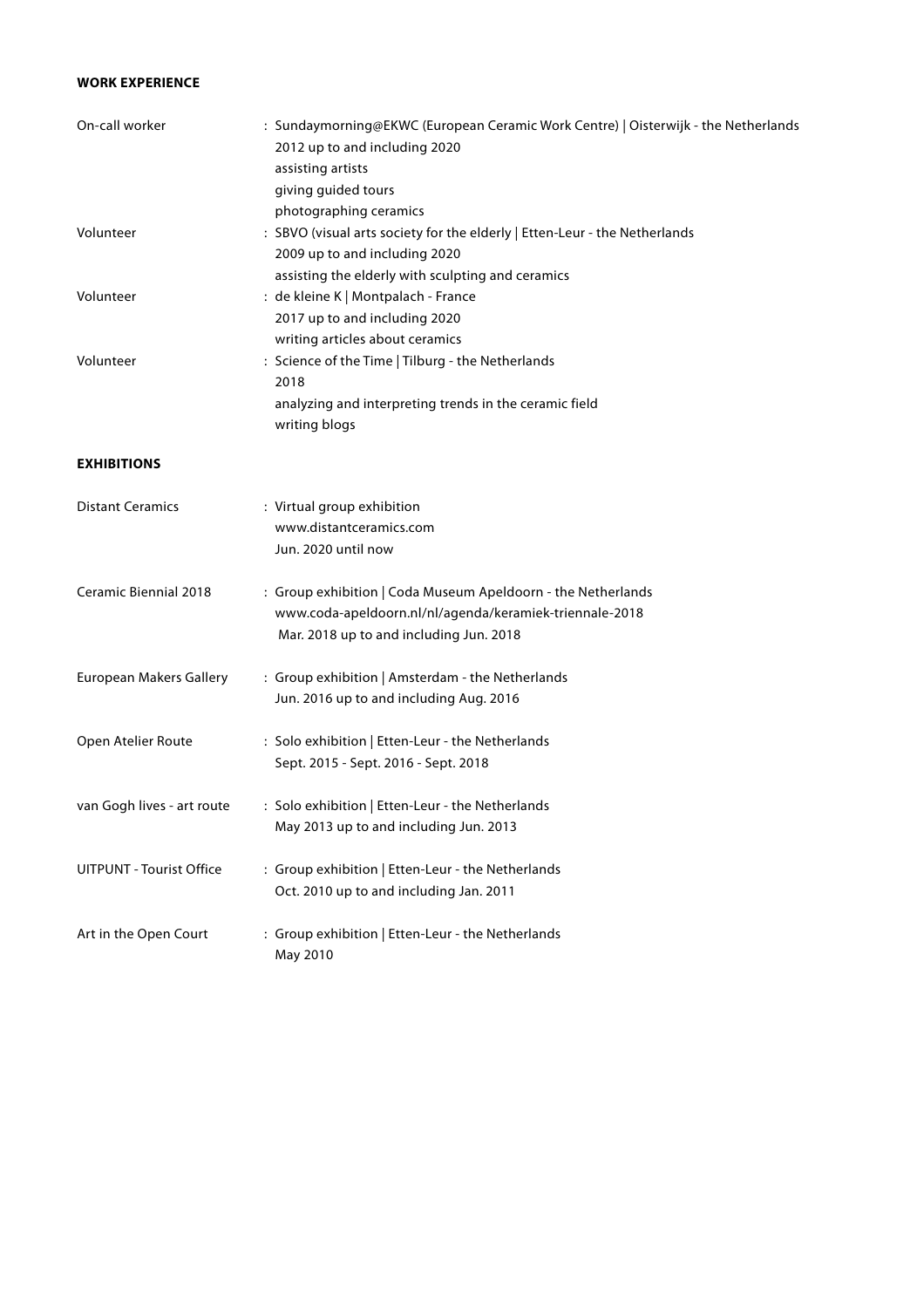**WORK EXPERIENCE**

| | |
|---|---|
| On-call worker | : Sundaymorning@EKWC (European Ceramic Work Centre) \| Oisterwijk - the Netherlands<br>2012 up to and including 2020<br>assisting artists<br>giving guided tours<br>photographing ceramics |
| Volunteer | : SBVO (visual arts society for the elderly \| Etten-Leur - the Netherlands<br>2009 up to and including 2020<br>assisting the elderly with sculpting and ceramics |
| Volunteer | : de kleine K \| Montpalach - France<br>2017 up to and including 2020<br>writing articles about ceramics |
| Volunteer | : Science of the Time \| Tilburg - the Netherlands<br>2018<br>analyzing and interpreting trends in the ceramic field<br>writing blogs |

**EXHIBITIONS**

| | |
|---|---|
| Distant Ceramics | : Virtual group exhibition<br>www.distantceramics.com<br>Jun. 2020 until now |
| Ceramic Biennial 2018 | : Group exhibition \| Coda Museum Apeldoorn - the Netherlands<br>www.coda-apeldoorn.nl/nl/agenda/keramiek-triennale-2018<br>Mar. 2018 up to and including Jun. 2018 |
| European Makers Gallery | : Group exhibition \| Amsterdam - the Netherlands<br>Jun. 2016 up to and including Aug. 2016 |
| Open Atelier Route | : Solo exhibition \| Etten-Leur - the Netherlands<br>Sept. 2015 - Sept. 2016 - Sept. 2018 |
| van Gogh lives - art route | : Solo exhibition \| Etten-Leur - the Netherlands<br>May 2013 up to and including Jun. 2013 |
| UITPUNT - Tourist Office | : Group exhibition \| Etten-Leur - the Netherlands<br>Oct. 2010 up to and including Jan. 2011 |
| Art in the Open Court | : Group exhibition \| Etten-Leur - the Netherlands<br>May 2010 |